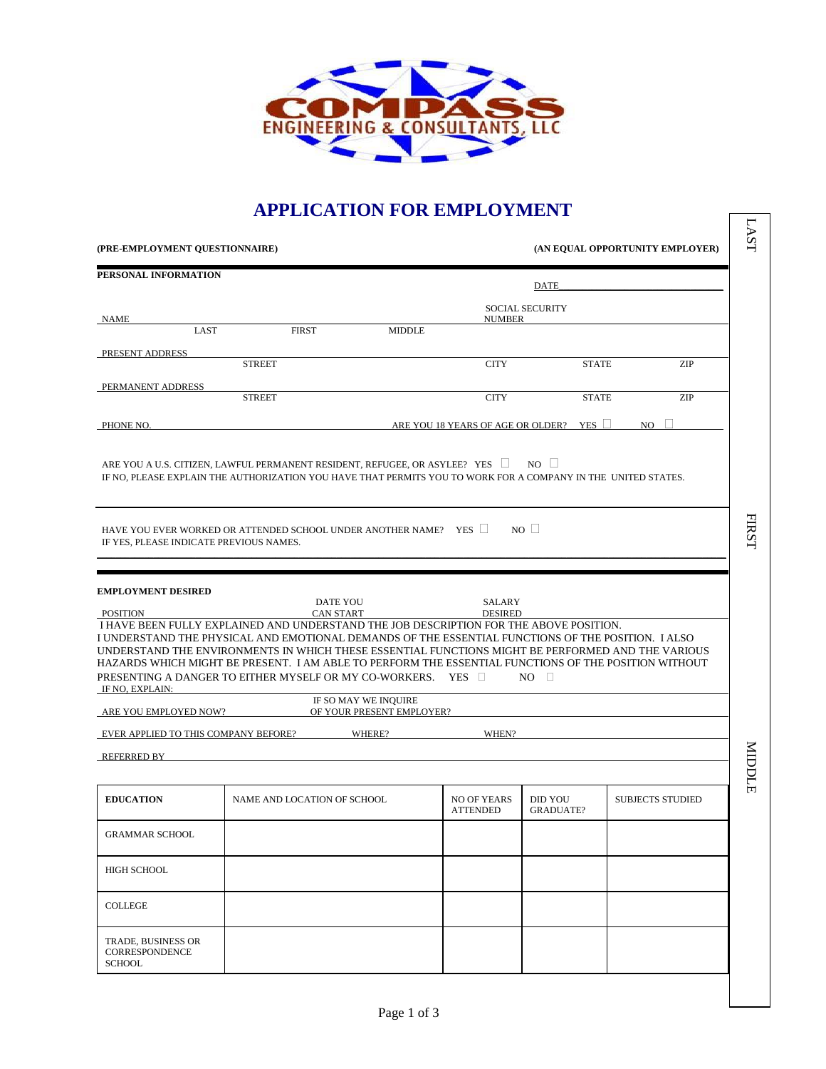COMPASS ENGINEERING & CONSULTANTS, LLC

# APPLICATION FOR EMPLOYMENT

**(PRE-EMPLOYMENT QUESTIONNAIRE)** **(AN EQUAL OPPORTUNITY EMPLOYER)**

**PERSONAL INFORMATION**

DATE\_\_\_\_\_\_\_\_\_\_\_\_\_\_\_\_\_\_\_\_\_\_\_\_

NAME \_\_\_\_\_\_\_\_\_\_\_\_\_\_\_\_\_\_\_\_\_\_\_\_ SOCIAL SECURITY NUMBER \_\_\_\_\_\_\_\_\_\_\_\_

LAST FIRST MIDDLE

PRESENT ADDRESS \_\_\_\_\_\_\_\_\_\_\_\_\_\_\_\_\_\_\_\_\_\_\_\_

STREET CITY STATE ZIP

PERMANENT ADDRESS \_\_\_\_\_\_\_\_\_\_\_\_\_\_\_\_\_\_\_\_\_\_\_\_

STREET CITY STATE ZIP

PHONE NO. \_\_\_\_\_\_\_\_\_\_\_\_ ARE YOU 18 YEARS OF AGE OR OLDER? YES ☐ NO ☐

ARE YOU A U.S. CITIZEN, LAWFUL PERMANENT RESIDENT, REFUGEE, OR ASYLEE? YES ☐ NO ☐

IF NO, PLEASE EXPLAIN THE AUTHORIZATION YOU HAVE THAT PERMITS YOU TO WORK FOR A COMPANY IN THE UNITED STATES.

HAVE YOU EVER WORKED OR ATTENDED SCHOOL UNDER ANOTHER NAME? YES ☐ NO ☐

IF YES, PLEASE INDICATE PREVIOUS NAMES.

**EMPLOYMENT DESIRED**

POSITION \_\_\_\_\_\_\_\_\_\_\_\_ DATE YOU CAN START \_\_\_\_\_\_\_\_\_\_\_\_ SALARY DESIRED \_\_\_\_\_\_\_\_\_\_\_\_

I HAVE BEEN FULLY EXPLAINED AND UNDERSTAND THE JOB DESCRIPTION FOR THE ABOVE POSITION. I UNDERSTAND THE PHYSICAL AND EMOTIONAL DEMANDS OF THE ESSENTIAL FUNCTIONS OF THE POSITION. I ALSO UNDERSTAND THE ENVIRONMENTS IN WHICH THESE ESSENTIAL FUNCTIONS MIGHT BE PERFORMED AND THE VARIOUS HAZARDS WHICH MIGHT BE PRESENT. I AM ABLE TO PERFORM THE ESSENTIAL FUNCTIONS OF THE POSITION WITHOUT PRESENTING A DANGER TO EITHER MYSELF OR MY CO-WORKERS. YES ☐ NO ☐

IF NO, EXPLAIN:

ARE YOU EMPLOYED NOW? \_\_\_\_\_\_\_\_\_\_\_\_ IF SO MAY WE INQUIRE OF YOUR PRESENT EMPLOYER? \_\_\_\_\_\_\_\_\_\_\_\_

EVER APPLIED TO THIS COMPANY BEFORE? \_\_\_\_\_\_\_\_\_\_\_\_ WHERE? \_\_\_\_\_\_\_\_\_\_\_\_ WHEN? \_\_\_\_\_\_\_\_\_\_\_\_

REFERRED BY \_\_\_\_\_\_\_\_\_\_\_\_\_\_\_\_\_\_\_\_\_\_\_\_

| EDUCATION | NAME AND LOCATION OF SCHOOL | NO OF YEARS ATTENDED | DID YOU GRADUATE? | SUBJECTS STUDIED |
|---|---|---|---|---|
| GRAMMAR SCHOOL | | | | |
| HIGH SCHOOL | | | | |
| COLLEGE | | | | |
| TRADE, BUSINESS OR CORRESPONDENCE SCHOOL | | | | |

LAST FIRST MIDDLE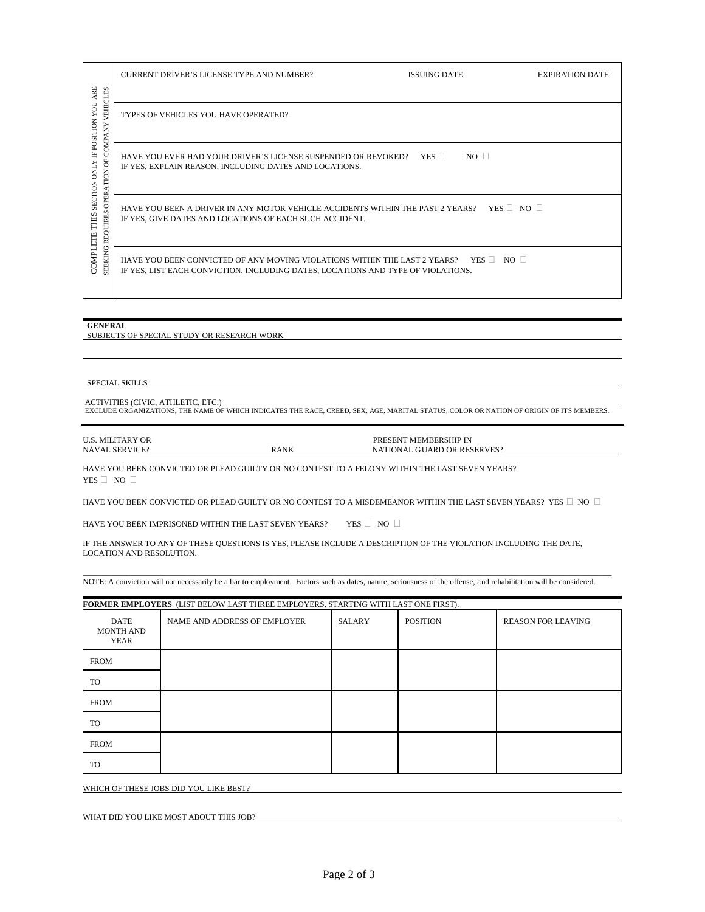| COMPLETE THIS SECTION ONLY IF POSITION YOU ARE SEEKING REQUIRES OPERATION OF COMPANY VEHICLES. | | | |
|---|---|---|---|
| | CURRENT DRIVER'S LICENSE TYPE AND NUMBER? | ISSUING DATE | EXPIRATION DATE |
| | TYPES OF VEHICLES YOU HAVE OPERATED? | | |
| | HAVE YOU EVER HAD YOUR DRIVER'S LICENSE SUSPENDED OR REVOKED? YES ☐ NO ☐<br>IF YES, EXPLAIN REASON, INCLUDING DATES AND LOCATIONS. | | |
| | HAVE YOU BEEN A DRIVER IN ANY MOTOR VEHICLE ACCIDENTS WITHIN THE PAST 2 YEARS? YES ☐ NO ☐<br>IF YES, GIVE DATES AND LOCATIONS OF EACH SUCH ACCIDENT. | | |
| | HAVE YOU BEEN CONVICTED OF ANY MOVING VIOLATIONS WITHIN THE LAST 2 YEARS? YES ☐ NO ☐<br>IF YES, LIST EACH CONVICTION, INCLUDING DATES, LOCATIONS AND TYPE OF VIOLATIONS. | | |

**GENERAL**

SUBJECTS OF SPECIAL STUDY OR RESEARCH WORK

SPECIAL SKILLS

ACTIVITIES (CIVIC, ATHLETIC, ETC.)

EXCLUDE ORGANIZATIONS, THE NAME OF WHICH INDICATES THE RACE, CREED, SEX, AGE, MARITAL STATUS, COLOR OR NATION OF ORIGIN OF ITS MEMBERS.

U.S. MILITARY OR NAVAL SERVICE? RANK PRESENT MEMBERSHIP IN NATIONAL GUARD OR RESERVES?

HAVE YOU BEEN CONVICTED OR PLEAD GUILTY OR NO CONTEST TO A FELONY WITHIN THE LAST SEVEN YEARS?
YES ☐ NO ☐

HAVE YOU BEEN CONVICTED OR PLEAD GUILTY OR NO CONTEST TO A MISDEMEANOR WITHIN THE LAST SEVEN YEARS? YES ☐ NO ☐

HAVE YOU BEEN IMPRISONED WITHIN THE LAST SEVEN YEARS? YES ☐ NO ☐

IF THE ANSWER TO ANY OF THESE QUESTIONS IS YES, PLEASE INCLUDE A DESCRIPTION OF THE VIOLATION INCLUDING THE DATE, LOCATION AND RESOLUTION.

NOTE: A conviction will not necessarily be a bar to employment. Factors such as dates, nature, seriousness of the offense, and rehabilitation will be considered.

**FORMER EMPLOYERS** (LIST BELOW LAST THREE EMPLOYERS, STARTING WITH LAST ONE FIRST).

| DATE MONTH AND YEAR | NAME AND ADDRESS OF EMPLOYER | SALARY | POSITION | REASON FOR LEAVING |
|---|---|---|---|---|
| FROM | | | | |
| TO | | | | |
| FROM | | | | |
| TO | | | | |
| FROM | | | | |
| TO | | | | |

WHICH OF THESE JOBS DID YOU LIKE BEST?

WHAT DID YOU LIKE MOST ABOUT THIS JOB?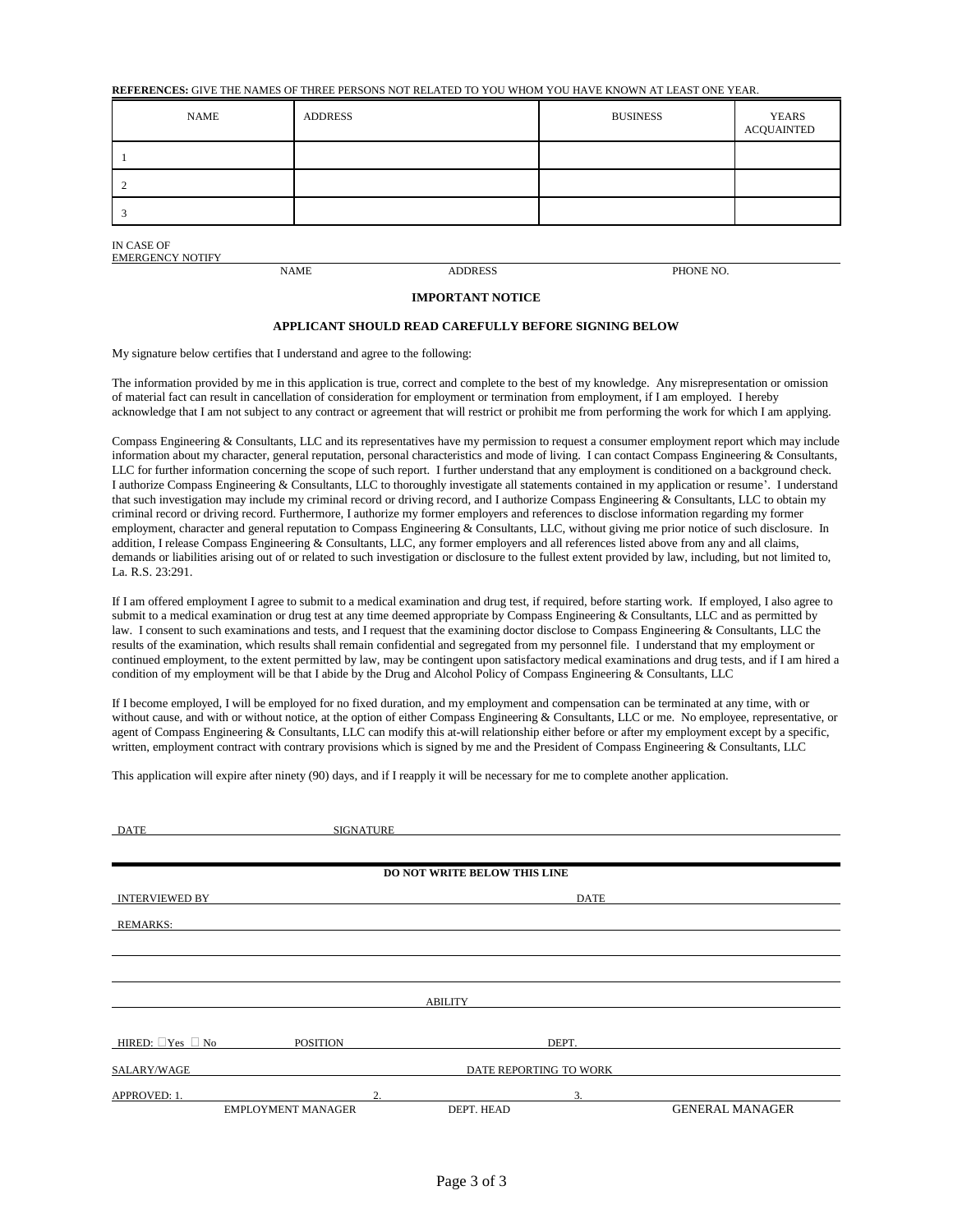**REFERENCES:** GIVE THE NAMES OF THREE PERSONS NOT RELATED TO YOU WHOM YOU HAVE KNOWN AT LEAST ONE YEAR.

| NAME | ADDRESS | BUSINESS | YEARS ACQUAINTED |
|---|---|---|---|
| 1 | | | |
| 2 | | | |
| 3 | | | |

IN CASE OF EMERGENCY NOTIFY

NAME ADDRESS PHONE NO.

**IMPORTANT NOTICE**

**APPLICANT SHOULD READ CAREFULLY BEFORE SIGNING BELOW**

My signature below certifies that I understand and agree to the following:

The information provided by me in this application is true, correct and complete to the best of my knowledge. Any misrepresentation or omission of material fact can result in cancellation of consideration for employment or termination from employment, if I am employed. I hereby acknowledge that I am not subject to any contract or agreement that will restrict or prohibit me from performing the work for which I am applying.

Compass Engineering & Consultants, LLC and its representatives have my permission to request a consumer employment report which may include information about my character, general reputation, personal characteristics and mode of living. I can contact Compass Engineering & Consultants, LLC for further information concerning the scope of such report. I further understand that any employment is conditioned on a background check. I authorize Compass Engineering & Consultants, LLC to thoroughly investigate all statements contained in my application or resume'. I understand that such investigation may include my criminal record or driving record, and I authorize Compass Engineering & Consultants, LLC to obtain my criminal record or driving record. Furthermore, I authorize my former employers and references to disclose information regarding my former employment, character and general reputation to Compass Engineering & Consultants, LLC, without giving me prior notice of such disclosure. In addition, I release Compass Engineering & Consultants, LLC, any former employers and all references listed above from any and all claims, demands or liabilities arising out of or related to such investigation or disclosure to the fullest extent provided by law, including, but not limited to, La. R.S. 23:291.

If I am offered employment I agree to submit to a medical examination and drug test, if required, before starting work. If employed, I also agree to submit to a medical examination or drug test at any time deemed appropriate by Compass Engineering & Consultants, LLC and as permitted by law. I consent to such examinations and tests, and I request that the examining doctor disclose to Compass Engineering & Consultants, LLC the results of the examination, which results shall remain confidential and segregated from my personnel file. I understand that my employment or continued employment, to the extent permitted by law, may be contingent upon satisfactory medical examinations and drug tests, and if I am hired a condition of my employment will be that I abide by the Drug and Alcohol Policy of Compass Engineering & Consultants, LLC

If I become employed, I will be employed for no fixed duration, and my employment and compensation can be terminated at any time, with or without cause, and with or without notice, at the option of either Compass Engineering & Consultants, LLC or me. No employee, representative, or agent of Compass Engineering & Consultants, LLC can modify this at-will relationship either before or after my employment except by a specific, written, employment contract with contrary provisions which is signed by me and the President of Compass Engineering & Consultants, LLC

This application will expire after ninety (90) days, and if I reapply it will be necessary for me to complete another application.

DATE ______________ SIGNATURE ______________________________

---

**DO NOT WRITE BELOW THIS LINE**

INTERVIEWED BY ______________________________ DATE ______________

REMARKS: ______________________________

ABILITY ______________________________

HIRED: ☐Yes ☐ No POSITION ______________ DEPT. ______________

SALARY/WAGE ______________ DATE REPORTING TO WORK ______________

APPROVED: 1. ______________ 2. ______________ 3. ______________

EMPLOYMENT MANAGER DEPT. HEAD GENERAL MANAGER